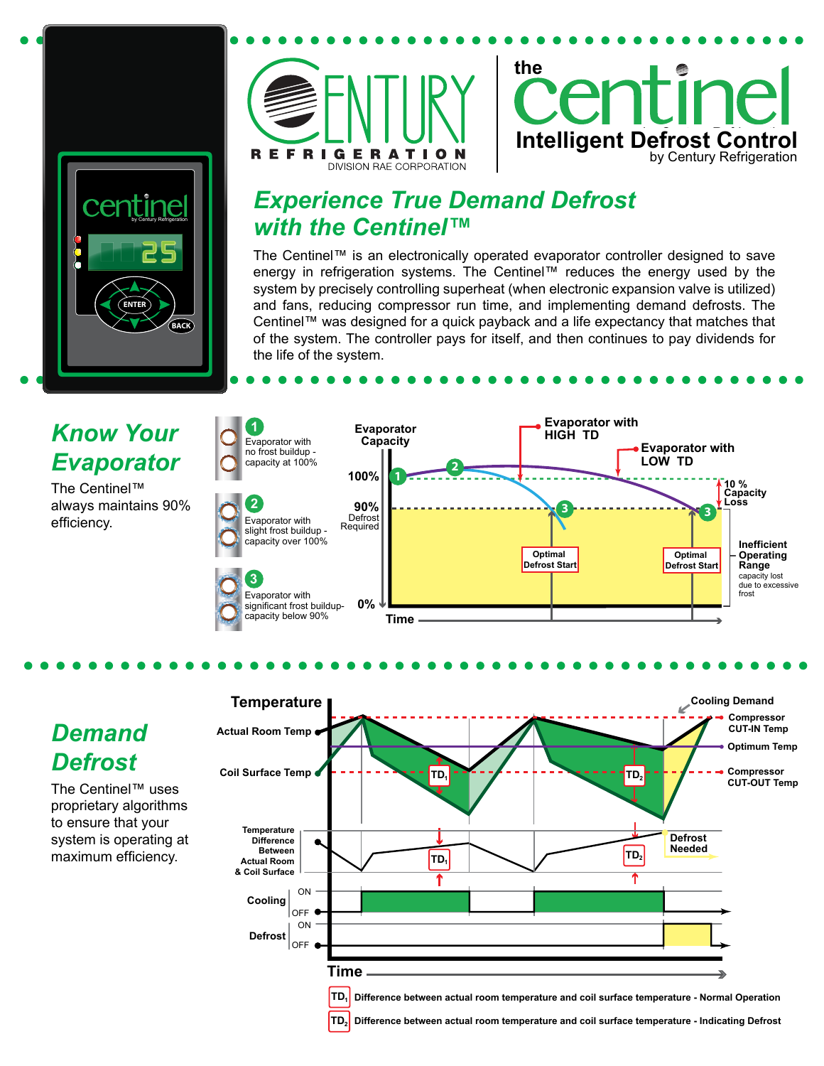# CENTURY REFRIGERATION

DIVISION RAE CORPORATION

## the centinel

**Intelligent Defrost Control**

by Century Refrigeration

## *Experience True Demand Defrost with the Centinel™*

The Centinel™ is an electronically operated evaporator controller designed to save energy in refrigeration systems. The Centinel™ reduces the energy used by the system by precisely controlling superheat (when electronic expansion valve is utilized) and fans, reducing compressor run time, and implementing demand defrosts. The Centinel™ was designed for a quick payback and a life expectancy that matches that of the system. The controller pays for itself, and then continues to pay dividends for the life of the system.

## *Know Your Evaporator*

The Centinel™ always maintains 90% efficiency.

1. Evaporator with no frost buildup - capacity at 100%
2. Evaporator with slight frost buildup - capacity over 100%
3. Evaporator with significant frost buildup- capacity below 90%

Evaporator Capacity — 100% — 90% Defrost Required — 0% — Time

Evaporator with HIGH TD

Evaporator with LOW TD

10 % Capacity Loss

Optimal Defrost Start

Optimal Defrost Start

Inefficient Operating Range — capacity lost due to excessive frost

## *Demand Defrost*

The Centinel™ uses proprietary algorithms to ensure that your system is operating at maximum efficiency.

Temperature — Actual Room Temp — Coil Surface Temp — Cooling Demand — Compressor CUT-IN Temp — Optimum Temp — Compressor CUT-OUT Temp

Temperature Difference Between Actual Room & Coil Surface — Defrost Needed

Cooling ON / OFF

Defrost ON / OFF

Time

$TD_1$ Difference between actual room temperature and coil surface temperature - Normal Operation

$TD_2$ Difference between actual room temperature and coil surface temperature - Indicating Defrost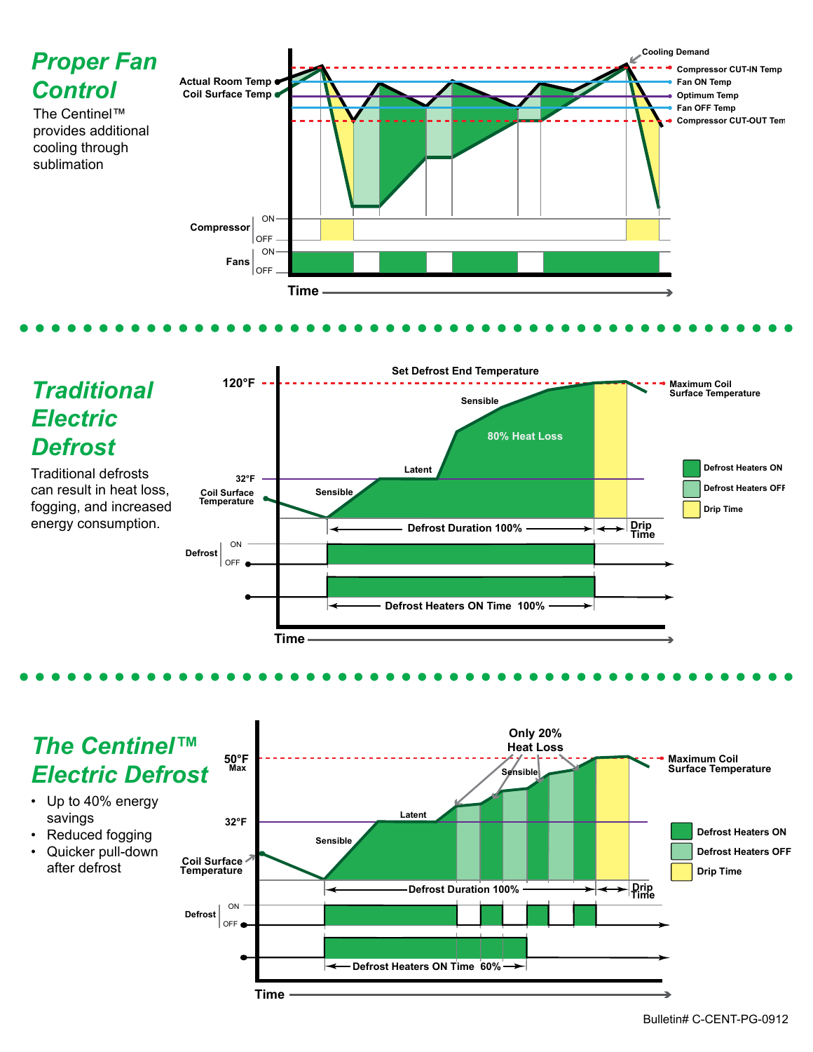## Proper Fan Control

The Centinel™ provides additional cooling through sublimation

Cooling Demand
Actual Room Temp
Coil Surface Temp
Compressor CUT-IN Temp
Fan ON Temp
Optimum Temp
Fan OFF Temp
Compressor CUT-OUT Tem
Compressor ON OFF
Fans ON OFF
Time

## Traditional Electric Defrost

Traditional defrosts can result in heat loss, fogging, and increased energy consumption.

Set Defrost End Temperature
120°F
Maximum Coil Surface Temperature
Sensible
80% Heat Loss
Latent
32°F
Coil Surface Temperature
Sensible
Defrost Duration 100%
Drip Time
Defrost ON OFF
Defrost Heaters ON Time 100%
Time

Defrost Heaters ON
Defrost Heaters OFF
Drip Time

## The Centinel™ Electric Defrost

- Up to 40% energy savings
- Reduced fogging
- Quicker pull-down after defrost

Only 20% Heat Loss
50°F Max
Maximum Coil Surface Temperature
Sensible
Latent
32°F
Sensible
Coil Surface Temperature
Defrost Duration 100%
Drip Time
Defrost ON OFF
Defrost Heaters ON Time 60%
Time

Defrost Heaters ON
Defrost Heaters OFF
Drip Time

Bulletin# C-CENT-PG-0912